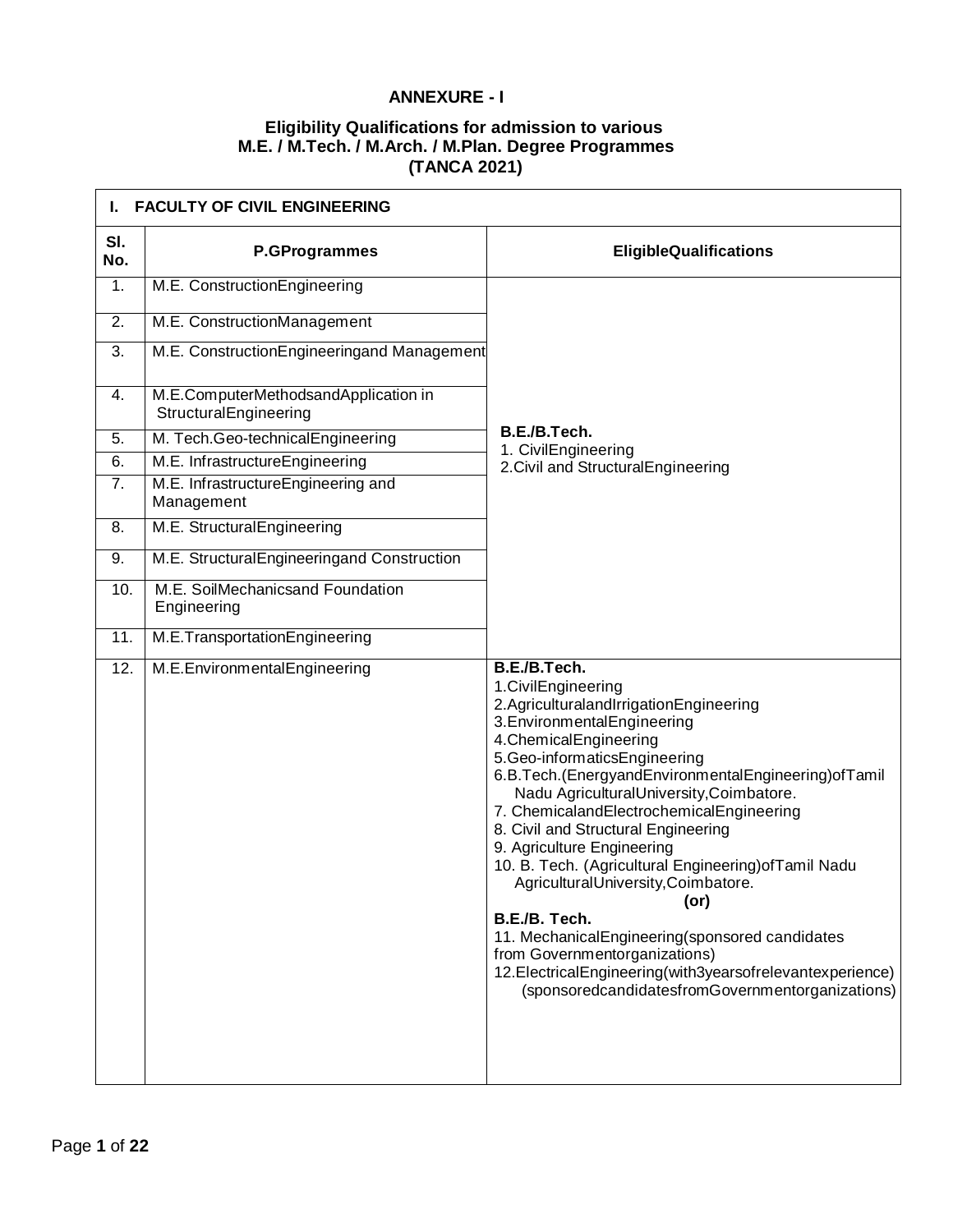**ANNEXURE - I**

**Eligibility Qualifications for admission to various M.E. / M.Tech. / M.Arch. / M.Plan. Degree Programmes (TANCA 2021)**

| **I. FACULTY OF CIVIL ENGINEERING** | | |
|---|---|---|
| **Sl. No.** | **P.GProgrammes** | **EligibleQualifications** |
| 1. | M.E. ConstructionEngineering | **B.E./B.Tech.**<br>1. CivilEngineering<br>2.Civil and StructuralEngineering |
| 2. | M.E. ConstructionManagement | |
| 3. | M.E. ConstructionEngineeringand Management | |
| 4. | M.E.ComputerMethodsandApplication in StructuralEngineering | |
| 5. | M. Tech.Geo-technicalEngineering | |
| 6. | M.E. InfrastructureEngineering | |
| 7. | M.E. InfrastructureEngineering and Management | |
| 8. | M.E. StructuralEngineering | |
| 9. | M.E. StructuralEngineeringand Construction | |
| 10. | M.E. SoilMechanicsand Foundation Engineering | |
| 11. | M.E.TransportationEngineering | |
| 12. | M.E.EnvironmentalEngineering | **B.E./B.Tech.**<br>1.CivilEngineering<br>2.AgriculturalandIrrigationEngineering<br>3.EnvironmentalEngineering<br>4.ChemicalEngineering<br>5.Geo-informaticsEngineering<br>6.B.Tech.(EnergyandEnvironmentalEngineering)ofTamil Nadu AgriculturalUniversity,Coimbatore.<br>7. ChemicalandElectrochemicalEngineering<br>8. Civil and Structural Engineering<br>9. Agriculture Engineering<br>10. B. Tech. (Agricultural Engineering)ofTamil Nadu AgriculturalUniversity,Coimbatore.<br>**(or)**<br>**B.E./B. Tech.**<br>11. MechanicalEngineering(sponsored candidates from Governmentorganizations)<br>12.ElectricalEngineering(with3yearsofrelevantexperience) (sponsoredcandidatesfromGovernmentorganizations) |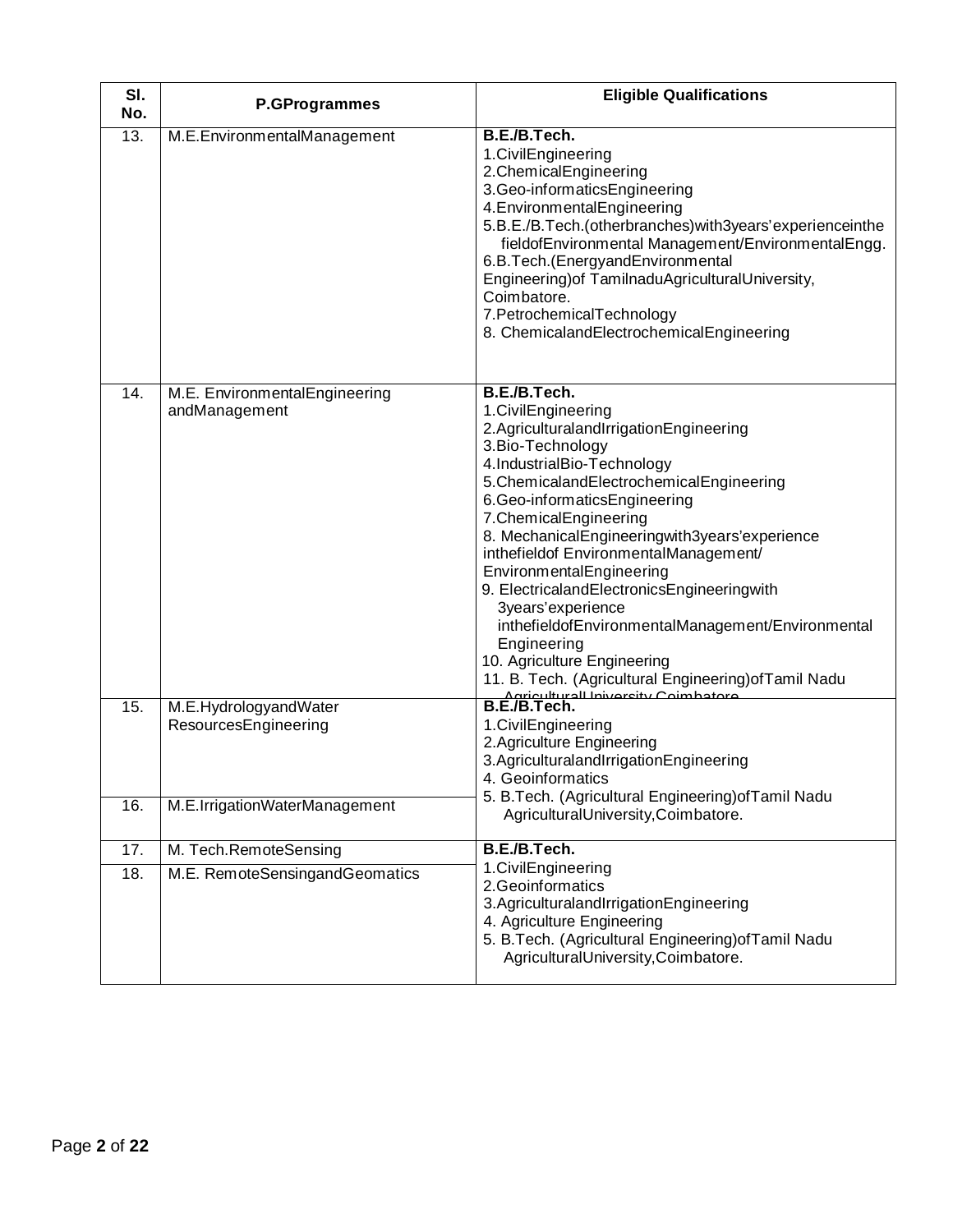| Sl. No. | P.GProgrammes | Eligible Qualifications |
|---|---|---|
| 13. | M.E.EnvironmentalManagement | **B.E./B.Tech.**<br>1.CivilEngineering<br>2.ChemicalEngineering<br>3.Geo-informaticsEngineering<br>4.EnvironmentalEngineering<br>5.B.E./B.Tech.(otherbranches)with3years'experienceinthe fieldofEnvironmental Management/EnvironmentalEngg.<br>6.B.Tech.(EnergyandEnvironmental Engineering)of TamilnaduAgriculturalUniversity, Coimbatore.<br>7.PetrochemicalTechnology<br>8. ChemicalandElectrochemicalEngineering |
| 14. | M.E. EnvironmentalEngineering andManagement | **B.E./B.Tech.**<br>1.CivilEngineering<br>2.AgriculturalandIrrigationEngineering<br>3.Bio-Technology<br>4.IndustrialBio-Technology<br>5.ChemicalandElectrochemicalEngineering<br>6.Geo-informaticsEngineering<br>7.ChemicalEngineering<br>8. MechanicalEngineeringwith3years'experience inthefieldof EnvironmentalManagement/ EnvironmentalEngineering<br>9. ElectricalandElectronicsEngineeringwith 3years'experience inthefieldofEnvironmentalManagement/Environmental Engineering<br>10. Agriculture Engineering<br>11. B. Tech. (Agricultural Engineering)ofTamil Nadu AgriculturalUniversity,Coimbatore |
| 15. | M.E.HydrologyandWater ResourcesEngineering | **B.E./B.Tech.**<br>1.CivilEngineering<br>2.Agriculture Engineering<br>3.AgriculturalandIrrigationEngineering<br>4. Geoinformatics<br>5. B.Tech. (Agricultural Engineering)ofTamil Nadu AgriculturalUniversity,Coimbatore. |
| 16. | M.E.IrrigationWaterManagement | |
| 17. | M. Tech.RemoteSensing | **B.E./B.Tech.**<br>1.CivilEngineering<br>2.Geoinformatics<br>3.AgriculturalandIrrigationEngineering<br>4. Agriculture Engineering<br>5. B.Tech. (Agricultural Engineering)ofTamil Nadu AgriculturalUniversity,Coimbatore. |
| 18. | M.E. RemoteSensingandGeomatics | |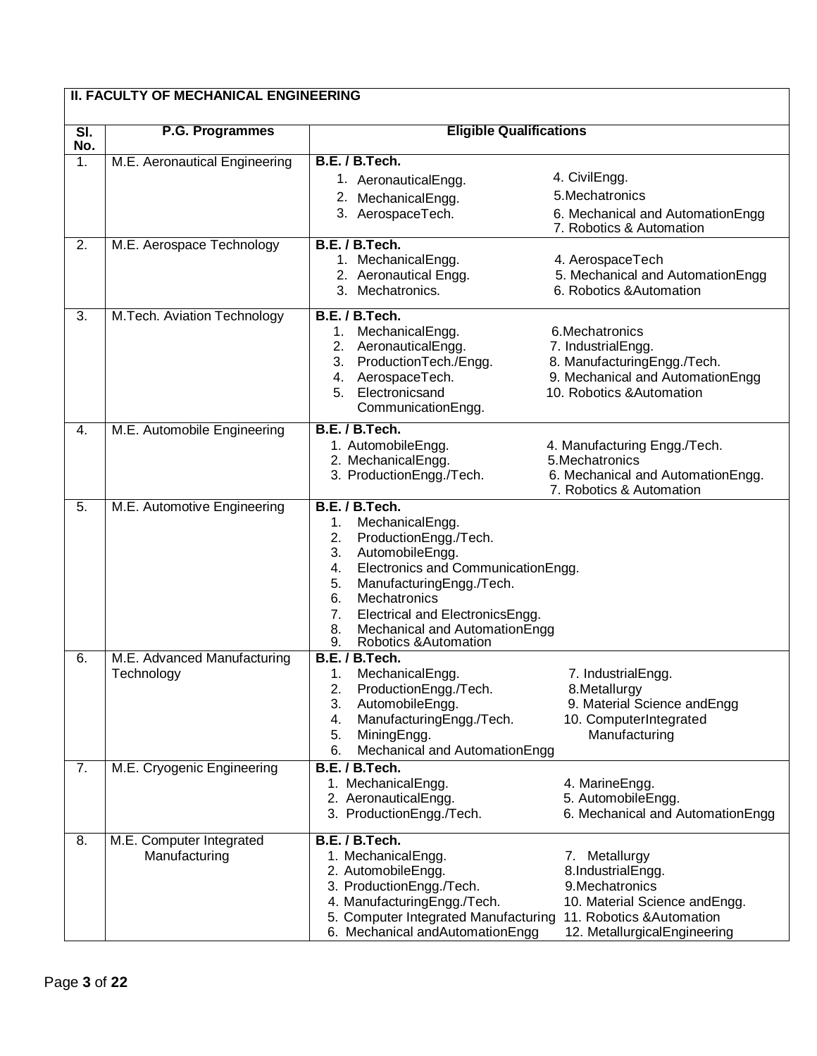| II. FACULTY OF MECHANICAL ENGINEERING | | |
|---|---|---|
| **Sl. No.** | **P.G. Programmes** | **Eligible Qualifications** |
| 1. | M.E. Aeronautical Engineering | **B.E. / B.Tech.**<br>1. AeronauticalEngg.<br>2. MechanicalEngg.<br>3. AerospaceTech.<br>4. CivilEngg.<br>5.Mechatronics<br>6. Mechanical and AutomationEngg<br>7. Robotics & Automation |
| 2. | M.E. Aerospace Technology | **B.E. / B.Tech.**<br>1. MechanicalEngg.<br>2. Aeronautical Engg.<br>3. Mechatronics.<br>4. AerospaceTech<br>5. Mechanical and AutomationEngg<br>6. Robotics &Automation |
| 3. | M.Tech. Aviation Technology | **B.E. / B.Tech.**<br>1. MechanicalEngg.<br>2. AeronauticalEngg.<br>3. ProductionTech./Engg.<br>4. AerospaceTech.<br>5. Electronicsand CommunicationEngg.<br>6.Mechatronics<br>7. IndustrialEngg.<br>8. ManufacturingEngg./Tech.<br>9. Mechanical and AutomationEngg<br>10. Robotics &Automation |
| 4. | M.E. Automobile Engineering | **B.E. / B.Tech.**<br>1. AutomobileEngg.<br>2. MechanicalEngg.<br>3. ProductionEngg./Tech.<br>4. Manufacturing Engg./Tech.<br>5.Mechatronics<br>6. Mechanical and AutomationEngg.<br>7. Robotics & Automation |
| 5. | M.E. Automotive Engineering | **B.E. / B.Tech.**<br>1. MechanicalEngg.<br>2. ProductionEngg./Tech.<br>3. AutomobileEngg.<br>4. Electronics and CommunicationEngg.<br>5. ManufacturingEngg./Tech.<br>6. Mechatronics<br>7. Electrical and ElectronicsEngg.<br>8. Mechanical and AutomationEngg<br>9. Robotics &Automation |
| 6. | M.E. Advanced Manufacturing Technology | **B.E. / B.Tech.**<br>1. MechanicalEngg.<br>2. ProductionEngg./Tech.<br>3. AutomobileEngg.<br>4. ManufacturingEngg./Tech.<br>5. MiningEngg.<br>6. Mechanical and AutomationEngg<br>7. IndustrialEngg.<br>8.Metallurgy<br>9. Material Science andEngg<br>10. ComputerIntegrated Manufacturing |
| 7. | M.E. Cryogenic Engineering | **B.E. / B.Tech.**<br>1. MechanicalEngg.<br>2. AeronauticalEngg.<br>3. ProductionEngg./Tech.<br>4. MarineEngg.<br>5. AutomobileEngg.<br>6. Mechanical and AutomationEngg |
| 8. | M.E. Computer Integrated Manufacturing | **B.E. / B.Tech.**<br>1. MechanicalEngg.<br>2. AutomobileEngg.<br>3. ProductionEngg./Tech.<br>4. ManufacturingEngg./Tech.<br>5. Computer Integrated Manufacturing<br>6. Mechanical andAutomationEngg<br>7. Metallurgy<br>8.IndustrialEngg.<br>9.Mechatronics<br>10. Material Science andEngg.<br>11. Robotics &Automation<br>12. MetallurgicalEngineering |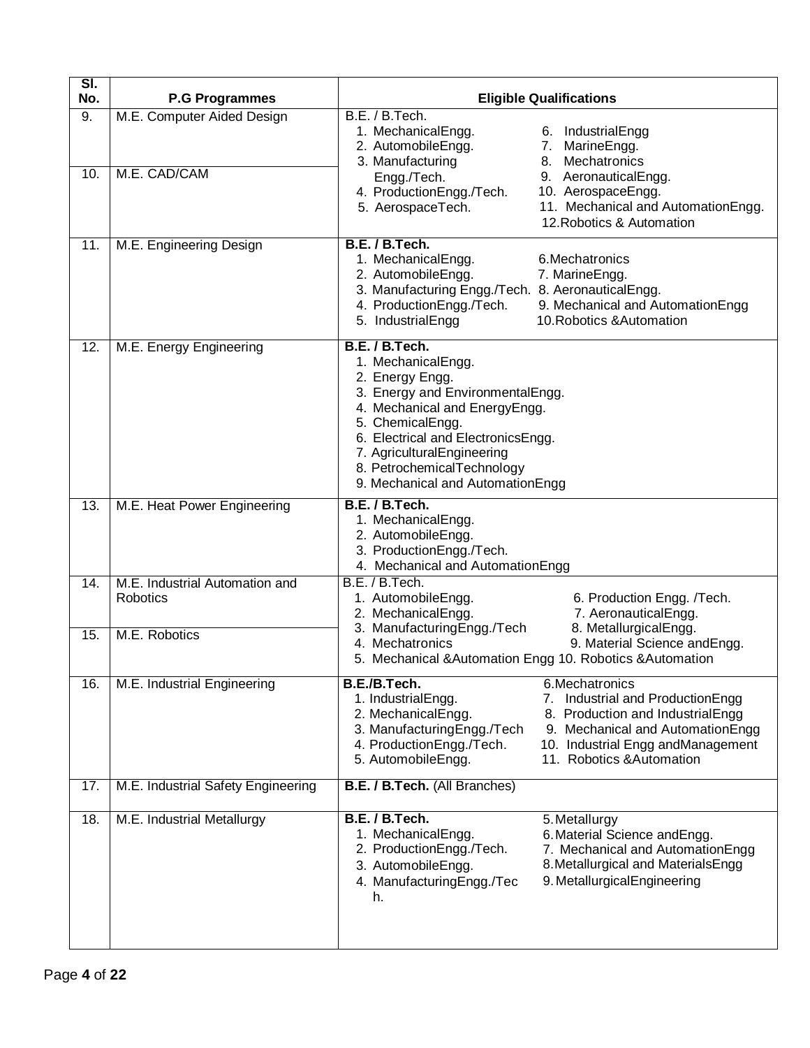| Sl. No. | P.G Programmes | Eligible Qualifications |
|---|---|---|
| 9. | M.E. Computer Aided Design | B.E. / B.Tech.<br>1. MechanicalEngg.<br>2. AutomobileEngg.<br>3. Manufacturing Engg./Tech.<br>4. ProductionEngg./Tech.<br>5. AerospaceTech.<br>6. IndustrialEngg<br>7. MarineEngg.<br>8. Mechatronics<br>9. AeronauticalEngg.<br>10. AerospaceEngg.<br>11. Mechanical and AutomationEngg.<br>12.Robotics & Automation |
| 10. | M.E. CAD/CAM | |
| 11. | M.E. Engineering Design | **B.E. / B.Tech.**<br>1. MechanicalEngg.<br>2. AutomobileEngg.<br>3. Manufacturing Engg./Tech.<br>4. ProductionEngg./Tech.<br>5. IndustrialEngg<br>6.Mechatronics<br>7. MarineEngg.<br>8. AeronauticalEngg.<br>9. Mechanical and AutomationEngg<br>10.Robotics &Automation |
| 12. | M.E. Energy Engineering | **B.E. / B.Tech.**<br>1. MechanicalEngg.<br>2. Energy Engg.<br>3. Energy and EnvironmentalEngg.<br>4. Mechanical and EnergyEngg.<br>5. ChemicalEngg.<br>6. Electrical and ElectronicsEngg.<br>7. AgriculturalEngineering<br>8. PetrochemicalTechnology<br>9. Mechanical and AutomationEngg |
| 13. | M.E. Heat Power Engineering | **B.E. / B.Tech.**<br>1. MechanicalEngg.<br>2. AutomobileEngg.<br>3. ProductionEngg./Tech.<br>4. Mechanical and AutomationEngg |
| 14. | M.E. Industrial Automation and Robotics | B.E. / B.Tech.<br>1. AutomobileEngg.<br>2. MechanicalEngg.<br>3. ManufacturingEngg./Tech<br>4. Mechatronics<br>5. Mechanical &Automation Engg<br>6. Production Engg. /Tech.<br>7. AeronauticalEngg.<br>8. MetallurgicalEngg.<br>9. Material Science andEngg.<br>10. Robotics &Automation |
| 15. | M.E. Robotics | |
| 16. | M.E. Industrial Engineering | **B.E./B.Tech.**<br>1. IndustrialEngg.<br>2. MechanicalEngg.<br>3. ManufacturingEngg./Tech<br>4. ProductionEngg./Tech.<br>5. AutomobileEngg.<br>6.Mechatronics<br>7. Industrial and ProductionEngg<br>8. Production and IndustrialEngg<br>9. Mechanical and AutomationEngg<br>10. Industrial Engg andManagement<br>11. Robotics &Automation |
| 17. | M.E. Industrial Safety Engineering | **B.E. / B.Tech.** (All Branches) |
| 18. | M.E. Industrial Metallurgy | **B.E. / B.Tech.**<br>1. MechanicalEngg.<br>2. ProductionEngg./Tech.<br>3. AutomobileEngg.<br>4. ManufacturingEngg./Tech.<br>5.Metallurgy<br>6.Material Science andEngg.<br>7. Mechanical and AutomationEngg<br>8.Metallurgical and MaterialsEngg<br>9.MetallurgicalEngineering |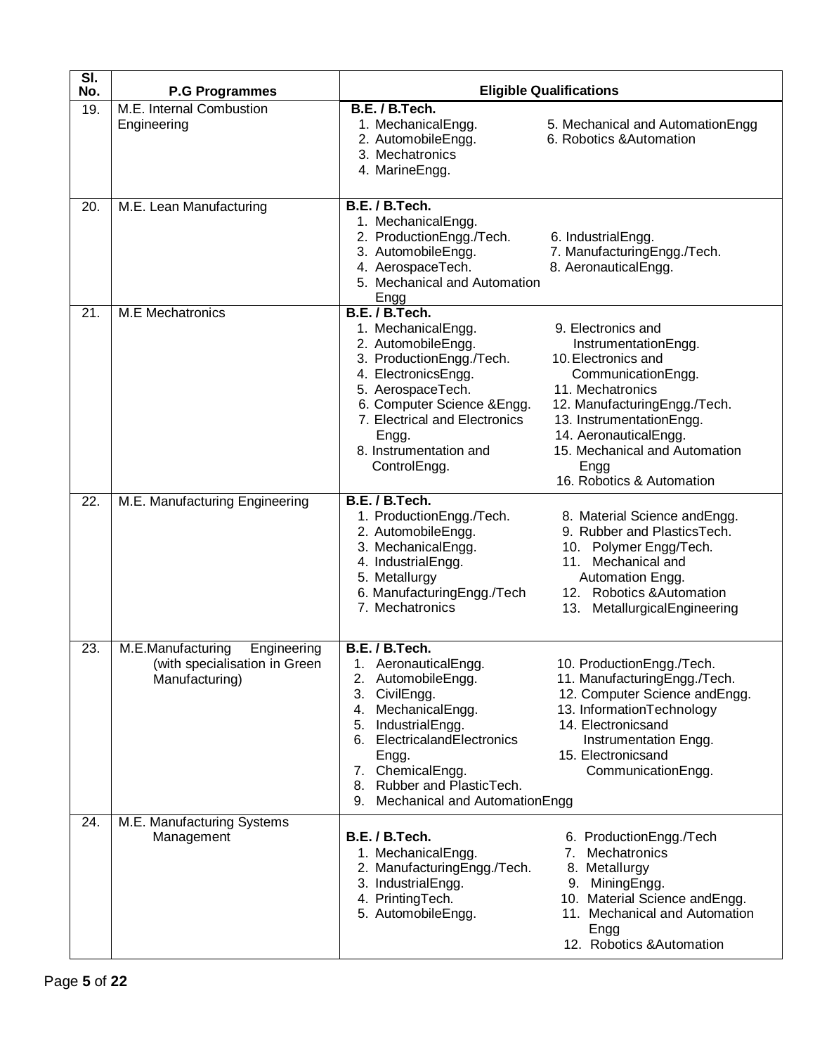| Sl. No. | P.G Programmes | Eligible Qualifications |
|---|---|---|
| 19. | M.E. Internal Combustion Engineering | **B.E. / B.Tech.**<br>1. MechanicalEngg.<br>2. AutomobileEngg.<br>3. Mechatronics<br>4. MarineEngg.<br>5. Mechanical and AutomationEngg<br>6. Robotics &Automation |
| 20. | M.E. Lean Manufacturing | **B.E. / B.Tech.**<br>1. MechanicalEngg.<br>2. ProductionEngg./Tech.<br>3. AutomobileEngg.<br>4. AerospaceTech.<br>5. Mechanical and Automation Engg<br>6. IndustrialEngg.<br>7. ManufacturingEngg./Tech.<br>8. AeronauticalEngg. |
| 21. | M.E Mechatronics | **B.E. / B.Tech.**<br>1. MechanicalEngg.<br>2. AutomobileEngg.<br>3. ProductionEngg./Tech.<br>4. ElectronicsEngg.<br>5. AerospaceTech.<br>6. Computer Science &Engg.<br>7. Electrical and Electronics Engg.<br>8. Instrumentation and ControlEngg.<br>9. Electronics and InstrumentationEngg.<br>10. Electronics and CommunicationEngg.<br>11. Mechatronics<br>12. ManufacturingEngg./Tech.<br>13. InstrumentationEngg.<br>14. AeronauticalEngg.<br>15. Mechanical and Automation Engg<br>16. Robotics & Automation |
| 22. | M.E. Manufacturing Engineering | **B.E. / B.Tech.**<br>1. ProductionEngg./Tech.<br>2. AutomobileEngg.<br>3. MechanicalEngg.<br>4. IndustrialEngg.<br>5. Metallurgy<br>6. ManufacturingEngg./Tech<br>7. Mechatronics<br>8. Material Science andEngg.<br>9. Rubber and PlasticsTech.<br>10. Polymer Engg/Tech.<br>11. Mechanical and Automation Engg.<br>12. Robotics &Automation<br>13. MetallurgicalEngineering |
| 23. | M.E.Manufacturing Engineering (with specialisation in Green Manufacturing) | **B.E. / B.Tech.**<br>1. AeronauticalEngg.<br>2. AutomobileEngg.<br>3. CivilEngg.<br>4. MechanicalEngg.<br>5. IndustrialEngg.<br>6. ElectricalandElectronics Engg.<br>7. ChemicalEngg.<br>8. Rubber and PlasticTech.<br>9. Mechanical and AutomationEngg<br>10. ProductionEngg./Tech.<br>11. ManufacturingEngg./Tech.<br>12. Computer Science andEngg.<br>13. InformationTechnology<br>14. Electronicsand Instrumentation Engg.<br>15. Electronicsand CommunicationEngg. |
| 24. | M.E. Manufacturing Systems Management | **B.E. / B.Tech.**<br>1. MechanicalEngg.<br>2. ManufacturingEngg./Tech.<br>3. IndustrialEngg.<br>4. PrintingTech.<br>5. AutomobileEngg.<br>6. ProductionEngg./Tech<br>7. Mechatronics<br>8. Metallurgy<br>9. MiningEngg.<br>10. Material Science andEngg.<br>11. Mechanical and Automation Engg<br>12. Robotics &Automation |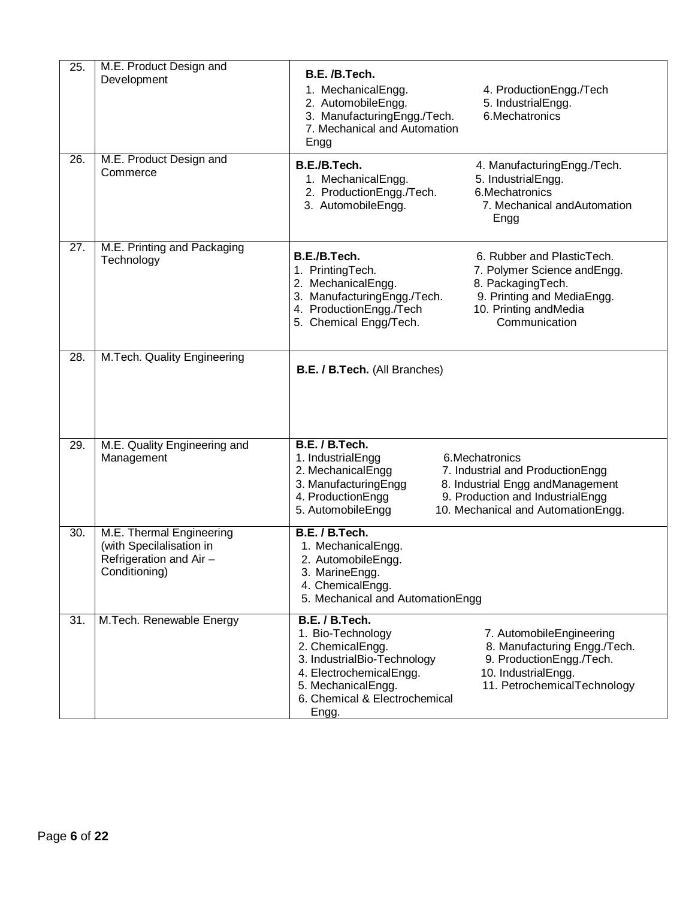| | | |
|---|---|---|
| 25. | M.E. Product Design and Development | **B.E. /B.Tech.**<br>1. MechanicalEngg.<br>2. AutomobileEngg.<br>3. ManufacturingEngg./Tech.<br>4. ProductionEngg./Tech<br>5. IndustrialEngg.<br>6.Mechatronics<br>7. Mechanical and Automation Engg |
| 26. | M.E. Product Design and Commerce | **B.E./B.Tech.**<br>1. MechanicalEngg.<br>2. ProductionEngg./Tech.<br>3. AutomobileEngg.<br>4. ManufacturingEngg./Tech.<br>5. IndustrialEngg.<br>6.Mechatronics<br>7. Mechanical andAutomation Engg |
| 27. | M.E. Printing and Packaging Technology | **B.E./B.Tech.**<br>1. PrintingTech.<br>2. MechanicalEngg.<br>3. ManufacturingEngg./Tech.<br>4. ProductionEngg./Tech<br>5. Chemical Engg/Tech.<br>6. Rubber and PlasticTech.<br>7. Polymer Science andEngg.<br>8. PackagingTech.<br>9. Printing and MediaEngg.<br>10. Printing andMedia Communication |
| 28. | M.Tech. Quality Engineering | **B.E. / B.Tech.** (All Branches) |
| 29. | M.E. Quality Engineering and Management | **B.E. / B.Tech.**<br>1. IndustrialEngg<br>2. MechanicalEngg<br>3. ManufacturingEngg<br>4. ProductionEngg<br>5. AutomobileEngg<br>6.Mechatronics<br>7. Industrial and ProductionEngg<br>8. Industrial Engg andManagement<br>9. Production and IndustrialEngg<br>10. Mechanical and AutomationEngg. |
| 30. | M.E. Thermal Engineering (with Specilalisation in Refrigeration and Air – Conditioning) | **B.E. / B.Tech.**<br>1. MechanicalEngg.<br>2. AutomobileEngg.<br>3. MarineEngg.<br>4. ChemicalEngg.<br>5. Mechanical and AutomationEngg |
| 31. | M.Tech. Renewable Energy | **B.E. / B.Tech.**<br>1. Bio-Technology<br>2. ChemicalEngg.<br>3. IndustrialBio-Technology<br>4. ElectrochemicalEngg.<br>5. MechanicalEngg.<br>6. Chemical & Electrochemical Engg.<br>7. AutomobileEngineering<br>8. Manufacturing Engg./Tech.<br>9. ProductionEngg./Tech.<br>10. IndustrialEngg.<br>11. PetrochemicalTechnology |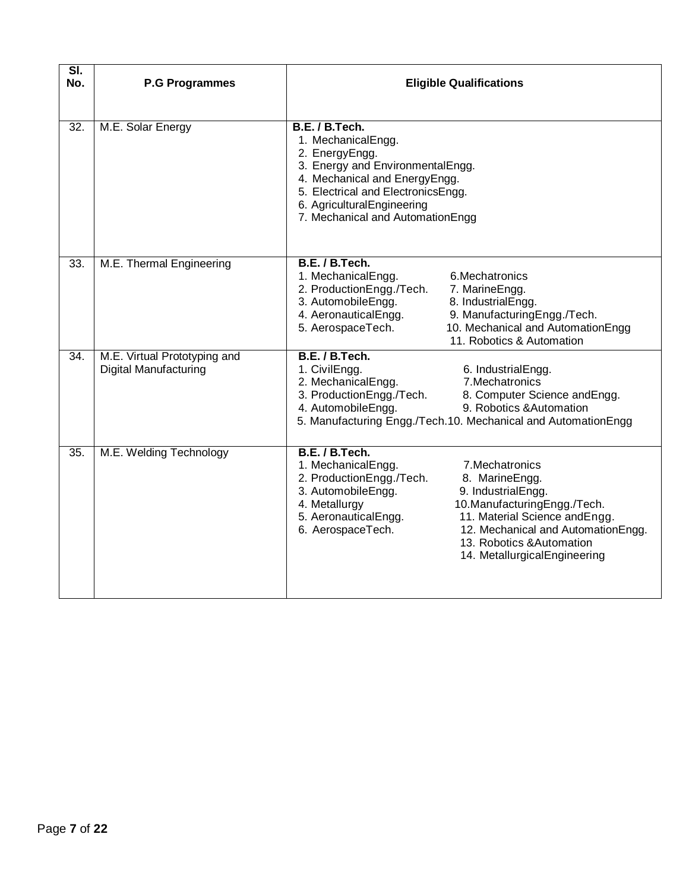| Sl. No. | P.G Programmes | Eligible Qualifications |
|---|---|---|
| 32. | M.E. Solar Energy | **B.E. / B.Tech.**<br>1. MechanicalEngg.<br>2. EnergyEngg.<br>3. Energy and EnvironmentalEngg.<br>4. Mechanical and EnergyEngg.<br>5. Electrical and ElectronicsEngg.<br>6. AgriculturalEngineering<br>7. Mechanical and AutomationEngg |
| 33. | M.E. Thermal Engineering | **B.E. / B.Tech.**<br>1. MechanicalEngg.<br>2. ProductionEngg./Tech.<br>3. AutomobileEngg.<br>4. AeronauticalEngg.<br>5. AerospaceTech.<br>6.Mechatronics<br>7. MarineEngg.<br>8. IndustrialEngg.<br>9. ManufacturingEngg./Tech.<br>10. Mechanical and AutomationEngg<br>11. Robotics & Automation |
| 34. | M.E. Virtual Prototyping and Digital Manufacturing | **B.E. / B.Tech.**<br>1. CivilEngg.<br>2. MechanicalEngg.<br>3. ProductionEngg./Tech.<br>4. AutomobileEngg.<br>5. Manufacturing Engg./Tech.<br>6. IndustrialEngg.<br>7.Mechatronics<br>8. Computer Science andEngg.<br>9. Robotics &Automation<br>10. Mechanical and AutomationEngg |
| 35. | M.E. Welding Technology | **B.E. / B.Tech.**<br>1. MechanicalEngg.<br>2. ProductionEngg./Tech.<br>3. AutomobileEngg.<br>4. Metallurgy<br>5. AeronauticalEngg.<br>6. AerospaceTech.<br>7.Mechatronics<br>8. MarineEngg.<br>9. IndustrialEngg.<br>10.ManufacturingEngg./Tech.<br>11. Material Science andEngg.<br>12. Mechanical and AutomationEngg.<br>13. Robotics &Automation<br>14. MetallurgicalEngineering |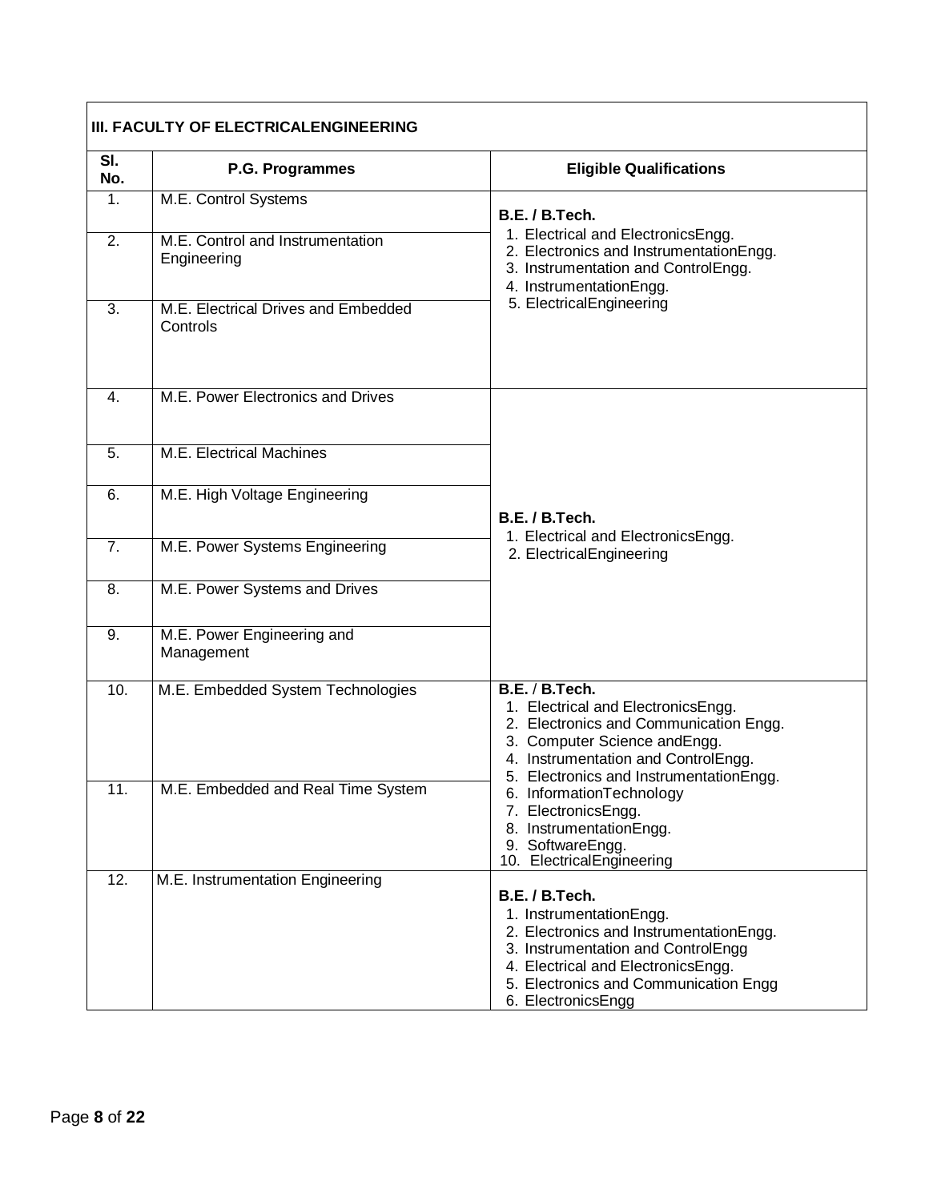| III. FACULTY OF ELECTRICALENGINEERING | | |
|---|---|---|
| **Sl. No.** | **P.G. Programmes** | **Eligible Qualifications** |
| 1. | M.E. Control Systems | **B.E. / B.Tech.**<br>1. Electrical and ElectronicsEngg.<br>2. Electronics and InstrumentationEngg.<br>3. Instrumentation and ControlEngg.<br>4. InstrumentationEngg.<br>5. ElectricalEngineering |
| 2. | M.E. Control and Instrumentation Engineering | |
| 3. | M.E. Electrical Drives and Embedded Controls | |
| 4. | M.E. Power Electronics and Drives | **B.E. / B.Tech.**<br>1. Electrical and ElectronicsEngg.<br>2. ElectricalEngineering |
| 5. | M.E. Electrical Machines | |
| 6. | M.E. High Voltage Engineering | |
| 7. | M.E. Power Systems Engineering | |
| 8. | M.E. Power Systems and Drives | |
| 9. | M.E. Power Engineering and Management | |
| 10. | M.E. Embedded System Technologies | **B.E.** / **B.Tech.**<br>1. Electrical and ElectronicsEngg.<br>2. Electronics and Communication Engg.<br>3. Computer Science andEngg.<br>4. Instrumentation and ControlEngg.<br>5. Electronics and InstrumentationEngg.<br>6. InformationTechnology<br>7. ElectronicsEngg.<br>8. InstrumentationEngg.<br>9. SoftwareEngg.<br>10. ElectricalEngineering |
| 11. | M.E. Embedded and Real Time System | |
| 12. | M.E. Instrumentation Engineering | **B.E. / B.Tech.**<br>1. InstrumentationEngg.<br>2. Electronics and InstrumentationEngg.<br>3. Instrumentation and ControlEngg<br>4. Electrical and ElectronicsEngg.<br>5. Electronics and Communication Engg<br>6. ElectronicsEngg |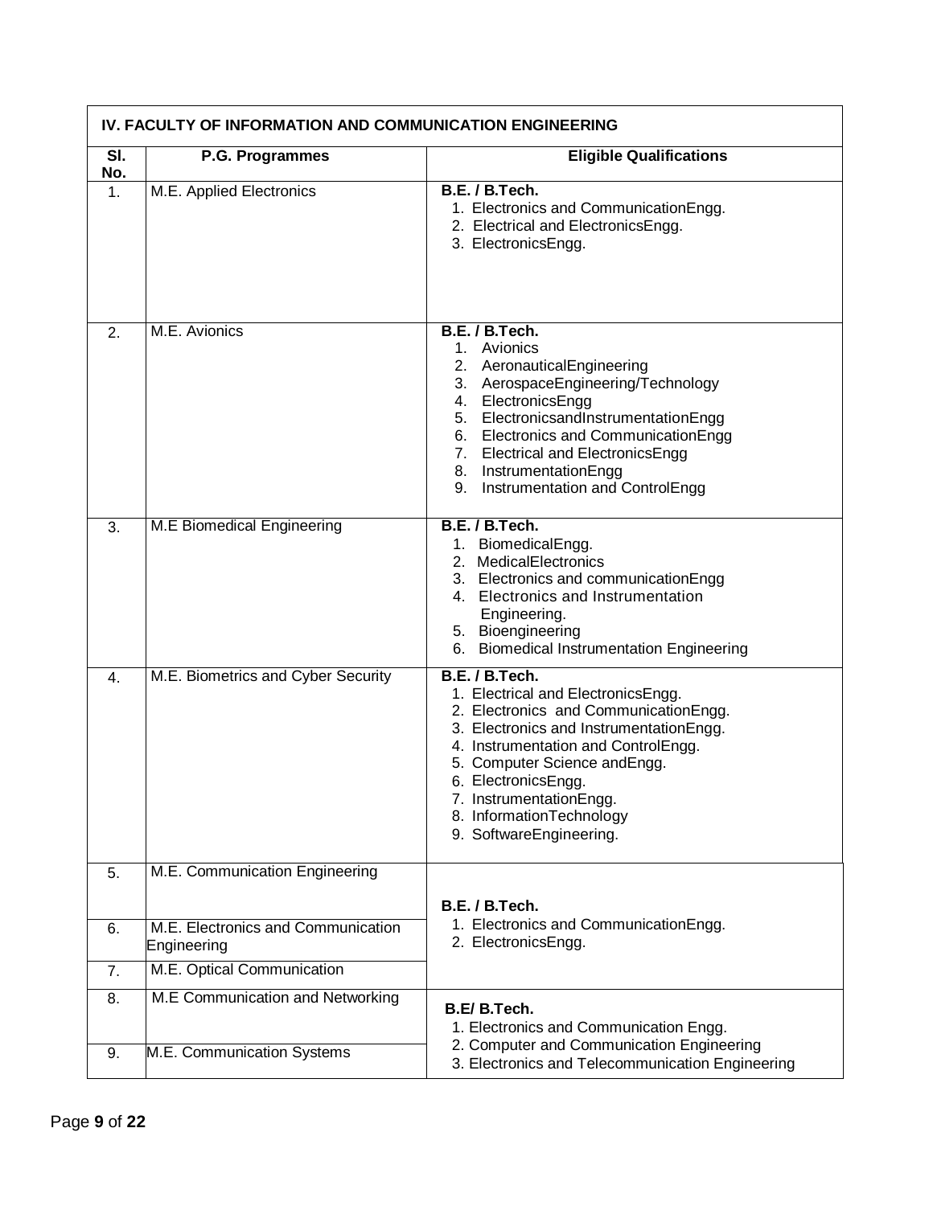| IV. FACULTY OF INFORMATION AND COMMUNICATION ENGINEERING | | |
|---|---|---|
| **Sl. No.** | **P.G. Programmes** | **Eligible Qualifications** |
| 1. | M.E. Applied Electronics | **B.E. / B.Tech.**<br>1. Electronics and CommunicationEngg.<br>2. Electrical and ElectronicsEngg.<br>3. ElectronicsEngg. |
| 2. | M.E. Avionics | **B.E. / B.Tech.**<br>1. Avionics<br>2. AeronauticalEngineering<br>3. AerospaceEngineering/Technology<br>4. ElectronicsEngg<br>5. ElectronicsandInstrumentationEngg<br>6. Electronics and CommunicationEngg<br>7. Electrical and ElectronicsEngg<br>8. InstrumentationEngg<br>9. Instrumentation and ControlEngg |
| 3. | M.E Biomedical Engineering | **B.E. / B.Tech.**<br>1. BiomedicalEngg.<br>2. MedicalElectronics<br>3. Electronics and communicationEngg<br>4. Electronics and Instrumentation Engineering.<br>5. Bioengineering<br>6. Biomedical Instrumentation Engineering |
| 4. | M.E. Biometrics and Cyber Security | **B.E. / B.Tech.**<br>1. Electrical and ElectronicsEngg.<br>2. Electronics and CommunicationEngg.<br>3. Electronics and InstrumentationEngg.<br>4. Instrumentation and ControlEngg.<br>5. Computer Science andEngg.<br>6. ElectronicsEngg.<br>7. InstrumentationEngg.<br>8. InformationTechnology<br>9. SoftwareEngineering. |
| 5. | M.E. Communication Engineering | **B.E. / B.Tech.**<br>1. Electronics and CommunicationEngg.<br>2. ElectronicsEngg. |
| 6. | M.E. Electronics and Communication Engineering | |
| 7. | M.E. Optical Communication | |
| 8. | M.E Communication and Networking | **B.E/ B.Tech.**<br>1. Electronics and Communication Engg.<br>2. Computer and Communication Engineering<br>3. Electronics and Telecommunication Engineering |
| 9. | M.E. Communication Systems | |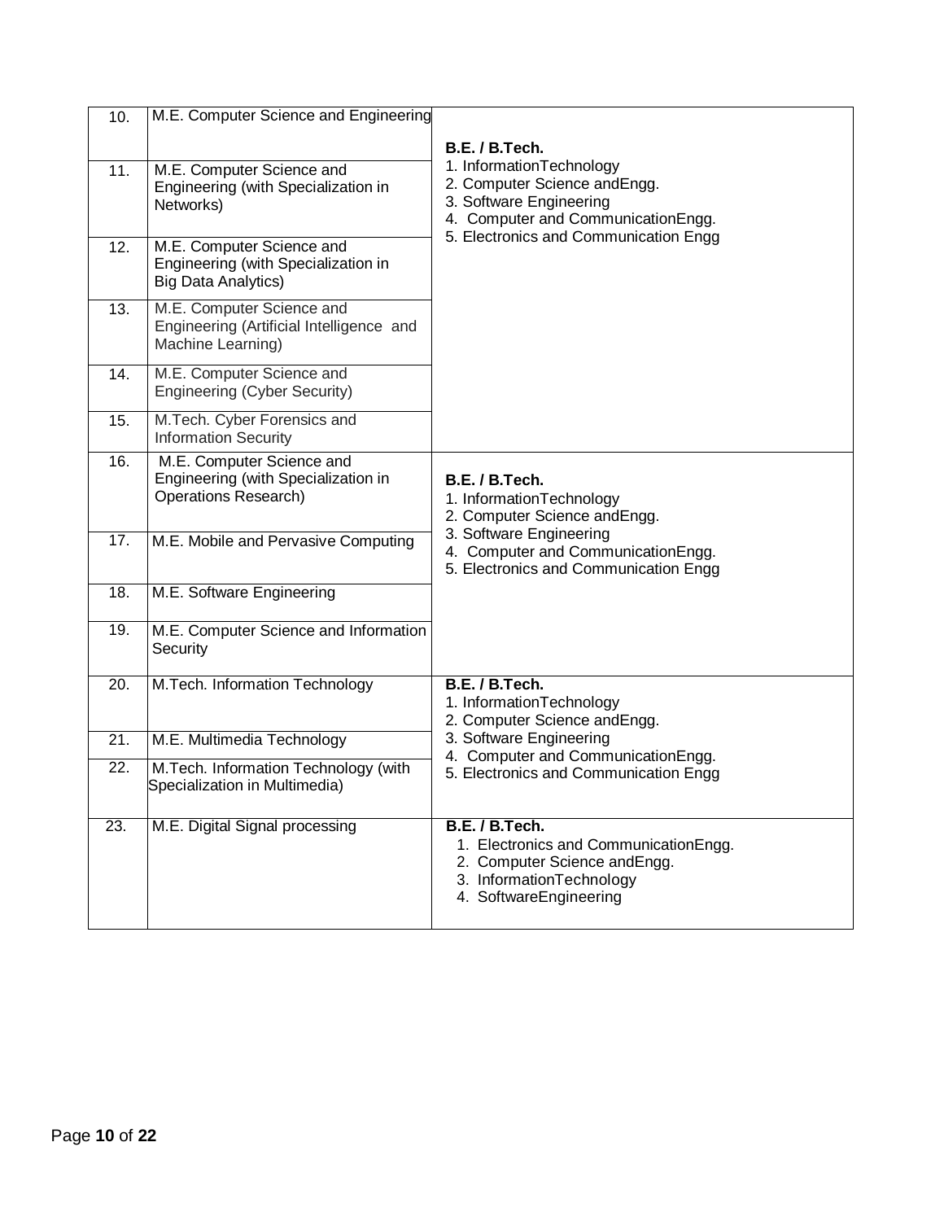| 10. | M.E. Computer Science and Engineering | B.E. / B.Tech.<br>1. InformationTechnology<br>2. Computer Science andEngg.<br>3. Software Engineering<br>4. Computer and CommunicationEngg.<br>5. Electronics and Communication Engg |
|---|---|---|
| 11. | M.E. Computer Science and Engineering (with Specialization in Networks) | |
| 12. | M.E. Computer Science and Engineering (with Specialization in Big Data Analytics) | |
| 13. | M.E. Computer Science and Engineering (Artificial Intelligence and Machine Learning) | |
| 14. | M.E. Computer Science and Engineering (Cyber Security) | |
| 15. | M.Tech. Cyber Forensics and Information Security | |
| 16. | M.E. Computer Science and Engineering (with Specialization in Operations Research) | B.E. / B.Tech.<br>1. InformationTechnology<br>2. Computer Science andEngg.<br>3. Software Engineering<br>4. Computer and CommunicationEngg.<br>5. Electronics and Communication Engg |
| 17. | M.E. Mobile and Pervasive Computing | |
| 18. | M.E. Software Engineering | |
| 19. | M.E. Computer Science and Information Security | |
| 20. | M.Tech. Information Technology | B.E. / B.Tech.<br>1. InformationTechnology<br>2. Computer Science andEngg.<br>3. Software Engineering<br>4. Computer and CommunicationEngg.<br>5. Electronics and Communication Engg |
| 21. | M.E. Multimedia Technology | |
| 22. | M.Tech. Information Technology (with Specialization in Multimedia) | |
| 23. | M.E. Digital Signal processing | B.E. / B.Tech.<br>1. Electronics and CommunicationEngg.<br>2. Computer Science andEngg.<br>3. InformationTechnology<br>4. SoftwareEngineering |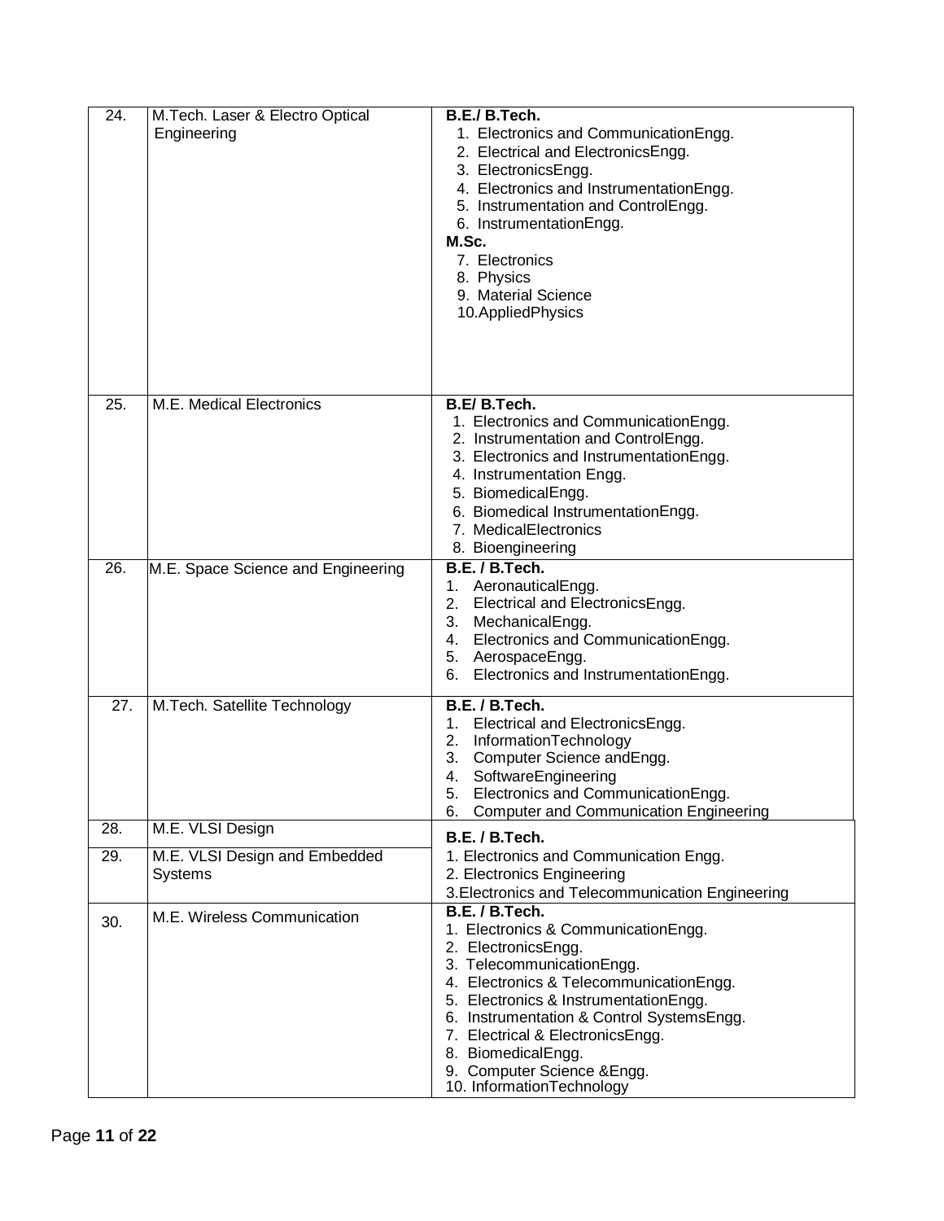| 24. | M.Tech. Laser & Electro Optical Engineering | **B.E./ B.Tech.**<br>1. Electronics and CommunicationEngg.<br>2. Electrical and ElectronicsEngg.<br>3. ElectronicsEngg.<br>4. Electronics and InstrumentationEngg.<br>5. Instrumentation and ControlEngg.<br>6. InstrumentationEngg.<br>**M.Sc.**<br>7. Electronics<br>8. Physics<br>9. Material Science<br>10.AppliedPhysics |
|---|---|---|
| 25. | M.E. Medical Electronics | **B.E/ B.Tech.**<br>1. Electronics and CommunicationEngg.<br>2. Instrumentation and ControlEngg.<br>3. Electronics and InstrumentationEngg.<br>4. Instrumentation Engg.<br>5. BiomedicalEngg.<br>6. Biomedical InstrumentationEngg.<br>7. MedicalElectronics<br>8. Bioengineering |
| 26. | M.E. Space Science and Engineering | **B.E. / B.Tech.**<br>1. AeronauticalEngg.<br>2. Electrical and ElectronicsEngg.<br>3. MechanicalEngg.<br>4. Electronics and CommunicationEngg.<br>5. AerospaceEngg.<br>6. Electronics and InstrumentationEngg. |
| 27. | M.Tech. Satellite Technology | **B.E. / B.Tech.**<br>1. Electrical and ElectronicsEngg.<br>2. InformationTechnology<br>3. Computer Science andEngg.<br>4. SoftwareEngineering<br>5. Electronics and CommunicationEngg.<br>6. Computer and Communication Engineering |
| 28. | M.E. VLSI Design | **B.E. / B.Tech.**<br>1. Electronics and Communication Engg.<br>2. Electronics Engineering<br>3.Electronics and Telecommunication Engineering |
| 29. | M.E. VLSI Design and Embedded Systems | |
| 30. | M.E. Wireless Communication | **B.E. / B.Tech.**<br>1. Electronics & CommunicationEngg.<br>2. ElectronicsEngg.<br>3. TelecommunicationEngg.<br>4. Electronics & TelecommunicationEngg.<br>5. Electronics & InstrumentationEngg.<br>6. Instrumentation & Control SystemsEngg.<br>7. Electrical & ElectronicsEngg.<br>8. BiomedicalEngg.<br>9. Computer Science &Engg.<br>10. InformationTechnology |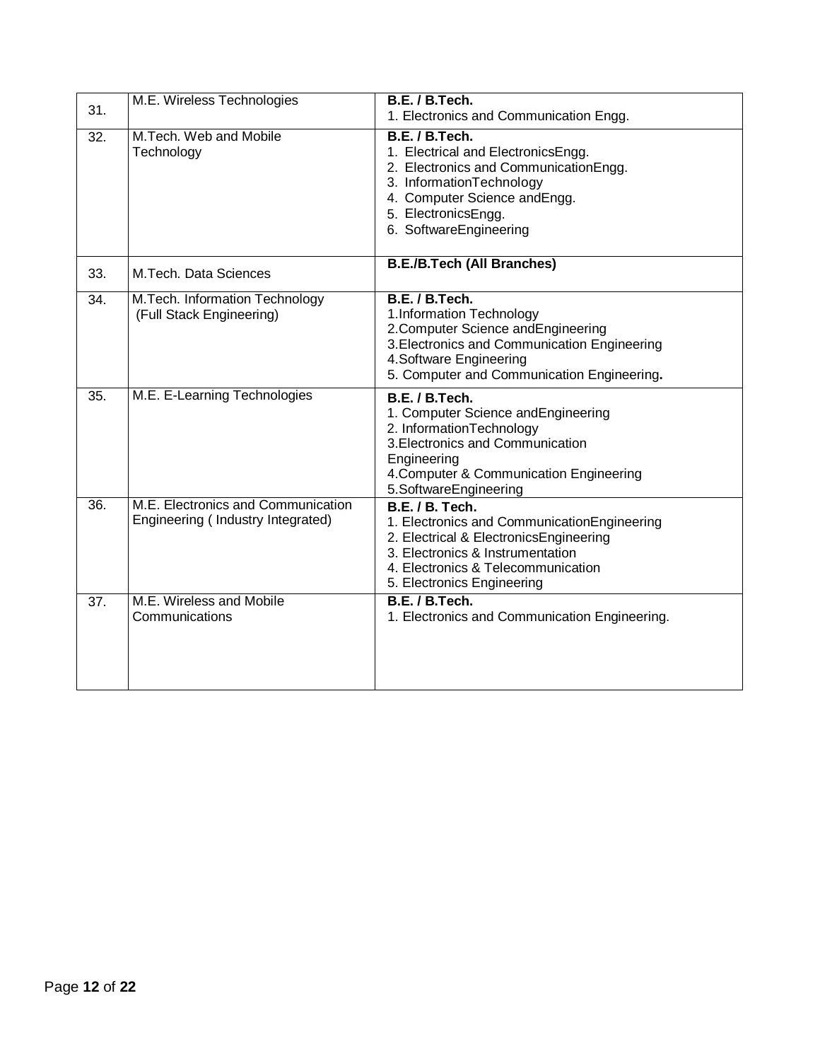| 31. | M.E. Wireless Technologies | **B.E. / B.Tech.**<br>1. Electronics and Communication Engg. |
|---|---|---|
| 32. | M.Tech. Web and Mobile Technology | **B.E. / B.Tech.**<br>1. Electrical and ElectronicsEngg.<br>2. Electronics and CommunicationEngg.<br>3. InformationTechnology<br>4. Computer Science andEngg.<br>5. ElectronicsEngg.<br>6. SoftwareEngineering |
| 33. | M.Tech. Data Sciences | **B.E./B.Tech (All Branches)** |
| 34. | M.Tech. Information Technology (Full Stack Engineering) | **B.E. / B.Tech.**<br>1.Information Technology<br>2.Computer Science andEngineering<br>3.Electronics and Communication Engineering<br>4.Software Engineering<br>5. Computer and Communication Engineering**.** |
| 35. | M.E. E-Learning Technologies | **B.E. / B.Tech.**<br>1. Computer Science andEngineering<br>2. InformationTechnology<br>3.Electronics and Communication Engineering<br>4.Computer & Communication Engineering<br>5.SoftwareEngineering |
| 36. | M.E. Electronics and Communication Engineering ( Industry Integrated) | **B.E. / B. Tech.**<br>1. Electronics and CommunicationEngineering<br>2. Electrical & ElectronicsEngineering<br>3. Electronics & Instrumentation<br>4. Electronics & Telecommunication<br>5. Electronics Engineering |
| 37. | M.E. Wireless and Mobile Communications | **B.E. / B.Tech.**<br>1. Electronics and Communication Engineering. |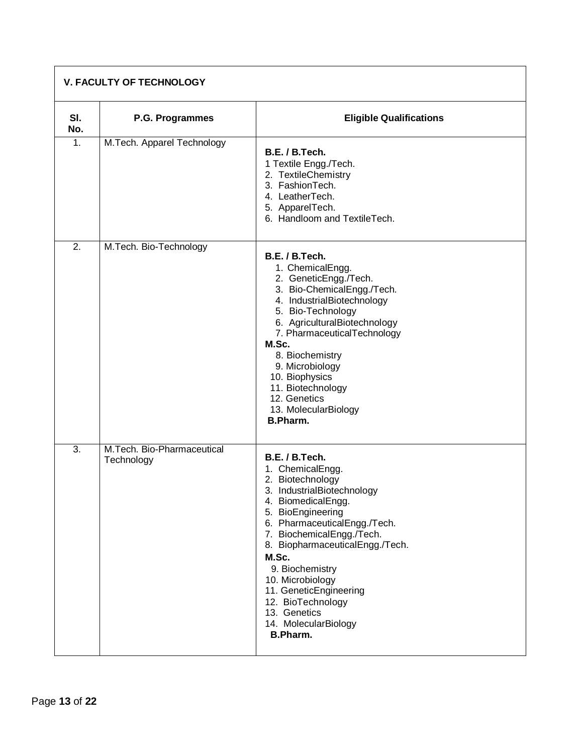| V. FACULTY OF TECHNOLOGY | | |
|---|---|---|
| **Sl. No.** | **P.G. Programmes** | **Eligible Qualifications** |
| 1. | M.Tech. Apparel Technology | **B.E. / B.Tech.**<br>1 Textile Engg./Tech.<br>2. TextileChemistry<br>3. FashionTech.<br>4. LeatherTech.<br>5. ApparelTech.<br>6. Handloom and TextileTech. |
| 2. | M.Tech. Bio-Technology | **B.E. / B.Tech.**<br>1. ChemicalEngg.<br>2. GeneticEngg./Tech.<br>3. Bio-ChemicalEngg./Tech.<br>4. IndustrialBiotechnology<br>5. Bio-Technology<br>6. AgriculturalBiotechnology<br>7. PharmaceuticalTechnology<br>**M.Sc.**<br>8. Biochemistry<br>9. Microbiology<br>10. Biophysics<br>11. Biotechnology<br>12. Genetics<br>13. MolecularBiology<br>**B.Pharm.** |
| 3. | M.Tech. Bio-Pharmaceutical Technology | **B.E. / B.Tech.**<br>1. ChemicalEngg.<br>2. Biotechnology<br>3. IndustrialBiotechnology<br>4. BiomedicalEngg.<br>5. BioEngineering<br>6. PharmaceuticalEngg./Tech.<br>7. BiochemicalEngg./Tech.<br>8. BiopharmaceuticalEngg./Tech.<br>**M.Sc.**<br>9. Biochemistry<br>10. Microbiology<br>11. GeneticEngineering<br>12. BioTechnology<br>13. Genetics<br>14. MolecularBiology<br>**B.Pharm.** |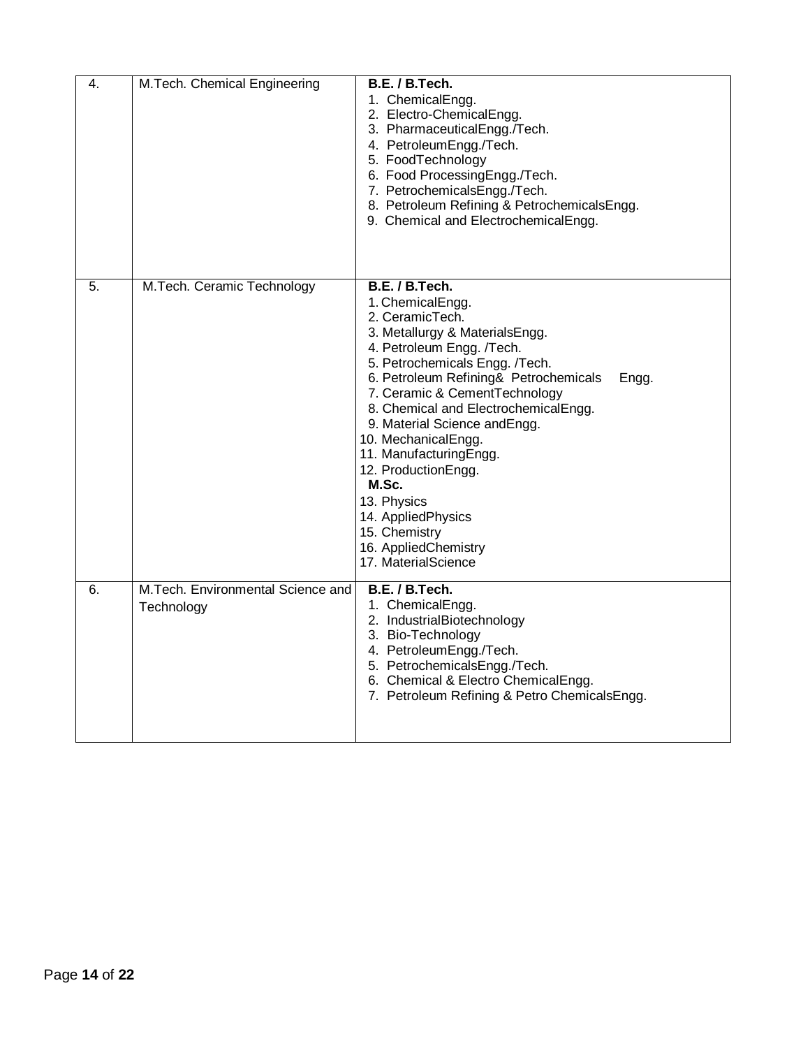| 4. | M.Tech. Chemical Engineering | **B.E. / B.Tech.**<br>1. ChemicalEngg.<br>2. Electro-ChemicalEngg.<br>3. PharmaceuticalEngg./Tech.<br>4. PetroleumEngg./Tech.<br>5. FoodTechnology<br>6. Food ProcessingEngg./Tech.<br>7. PetrochemicalsEngg./Tech.<br>8. Petroleum Refining & PetrochemicalsEngg.<br>9. Chemical and ElectrochemicalEngg. |
|---|---|---|
| 5. | M.Tech. Ceramic Technology | **B.E. / B.Tech.**<br>1. ChemicalEngg.<br>2. CeramicTech.<br>3. Metallurgy & MaterialsEngg.<br>4. Petroleum Engg. /Tech.<br>5. Petrochemicals Engg. /Tech.<br>6. Petroleum Refining& Petrochemicals Engg.<br>7. Ceramic & CementTechnology<br>8. Chemical and ElectrochemicalEngg.<br>9. Material Science andEngg.<br>10. MechanicalEngg.<br>11. ManufacturingEngg.<br>12. ProductionEngg.<br>**M.Sc.**<br>13. Physics<br>14. AppliedPhysics<br>15. Chemistry<br>16. AppliedChemistry<br>17. MaterialScience |
| 6. | M.Tech. Environmental Science and Technology | **B.E. / B.Tech.**<br>1. ChemicalEngg.<br>2. IndustrialBiotechnology<br>3. Bio-Technology<br>4. PetroleumEngg./Tech.<br>5. PetrochemicalsEngg./Tech.<br>6. Chemical & Electro ChemicalEngg.<br>7. Petroleum Refining & Petro ChemicalsEngg. |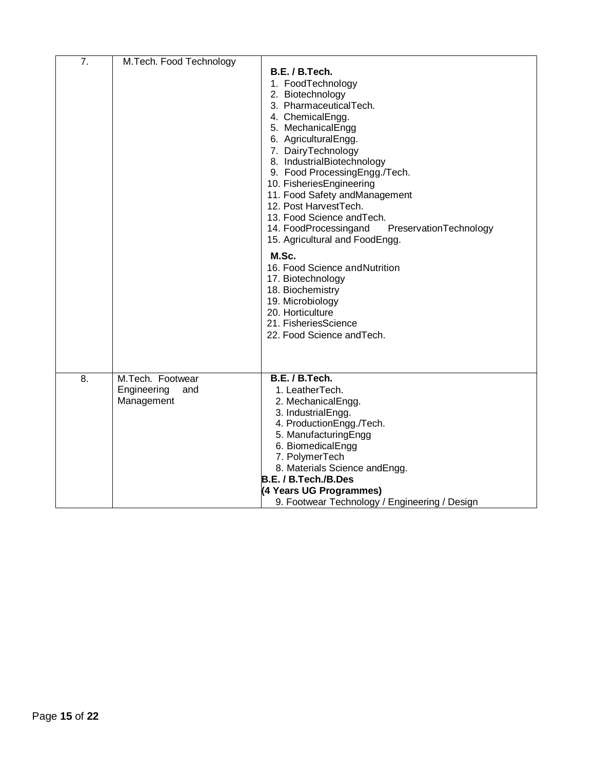| 7. | M.Tech. Food Technology | **B.E. / B.Tech.**<br>1. FoodTechnology<br>2. Biotechnology<br>3. PharmaceuticalTech.<br>4. ChemicalEngg.<br>5. MechanicalEngg<br>6. AgriculturalEngg.<br>7. DairyTechnology<br>8. IndustrialBiotechnology<br>9. Food ProcessingEngg./Tech.<br>10. FisheriesEngineering<br>11. Food Safety andManagement<br>12. Post HarvestTech.<br>13. Food Science andTech.<br>14. FoodProcessingand PreservationTechnology<br>15. Agricultural and FoodEngg.<br>**M.Sc.**<br>16. Food Science andNutrition<br>17. Biotechnology<br>18. Biochemistry<br>19. Microbiology<br>20. Horticulture<br>21. FisheriesScience<br>22. Food Science andTech. |
|---|---|---|
| 8. | M.Tech. Footwear Engineering and Management | **B.E. / B.Tech.**<br>1. LeatherTech.<br>2. MechanicalEngg.<br>3. IndustrialEngg.<br>4. ProductionEngg./Tech.<br>5. ManufacturingEngg<br>6. BiomedicalEngg<br>7. PolymerTech<br>8. Materials Science andEngg.<br>**B.E. / B.Tech./B.Des**<br>**(4 Years UG Programmes)**<br>9. Footwear Technology / Engineering / Design |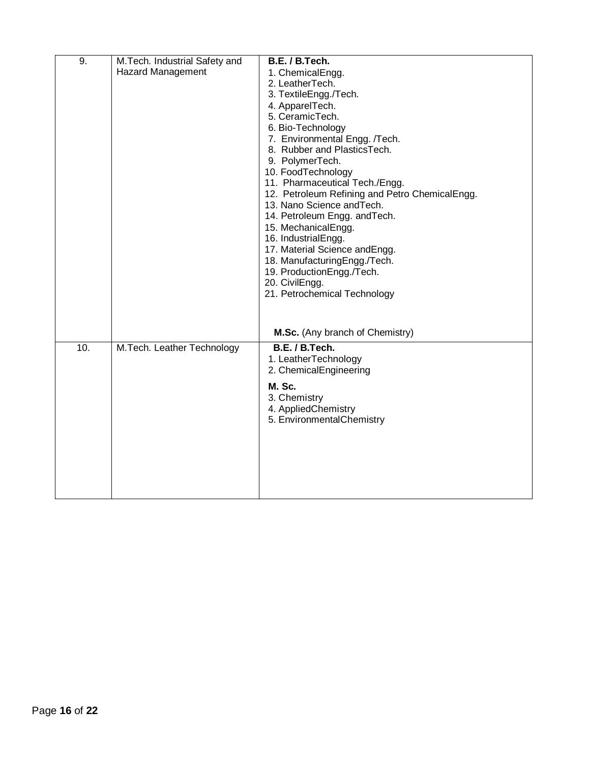| 9. | M.Tech. Industrial Safety and Hazard Management | **B.E. / B.Tech.**<br>1. ChemicalEngg.<br>2. LeatherTech.<br>3. TextileEngg./Tech.<br>4. ApparelTech.<br>5. CeramicTech.<br>6. Bio-Technology<br>7. Environmental Engg. /Tech.<br>8. Rubber and PlasticsTech.<br>9. PolymerTech.<br>10. FoodTechnology<br>11. Pharmaceutical Tech./Engg.<br>12. Petroleum Refining and Petro ChemicalEngg.<br>13. Nano Science andTech.<br>14. Petroleum Engg. andTech.<br>15. MechanicalEngg.<br>16. IndustrialEngg.<br>17. Material Science andEngg.<br>18. ManufacturingEngg./Tech.<br>19. ProductionEngg./Tech.<br>20. CivilEngg.<br>21. Petrochemical Technology<br><br>**M.Sc.** (Any branch of Chemistry) |
|---|---|---|
| 10. | M.Tech. Leather Technology | **B.E. / B.Tech.**<br>1. LeatherTechnology<br>2. ChemicalEngineering<br>**M. Sc.**<br>3. Chemistry<br>4. AppliedChemistry<br>5. EnvironmentalChemistry |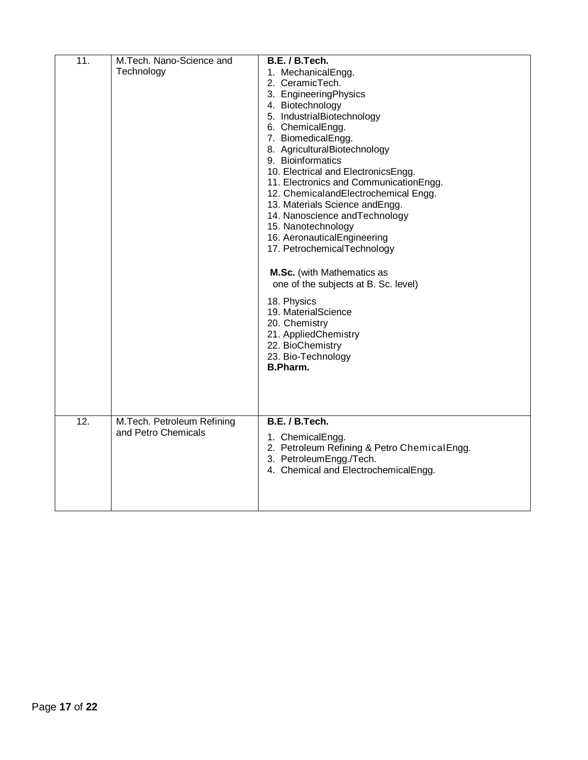| | | |
|---|---|---|
| 11. | M.Tech. Nano-Science and Technology | **B.E. / B.Tech.**<br>1. MechanicalEngg.<br>2. CeramicTech.<br>3. EngineeringPhysics<br>4. Biotechnology<br>5. IndustrialBiotechnology<br>6. ChemicalEngg.<br>7. BiomedicalEngg.<br>8. AgriculturalBiotechnology<br>9. Bioinformatics<br>10. Electrical and ElectronicsEngg.<br>11. Electronics and CommunicationEngg.<br>12. ChemicalandElectrochemical Engg.<br>13. Materials Science andEngg.<br>14. Nanoscience andTechnology<br>15. Nanotechnology<br>16. AeronauticalEngineering<br>17. PetrochemicalTechnology<br><br>**M.Sc.** (with Mathematics as one of the subjects at B. Sc. level)<br><br>18. Physics<br>19. MaterialScience<br>20. Chemistry<br>21. AppliedChemistry<br>22. BioChemistry<br>23. Bio-Technology<br>**B.Pharm.** |
| 12. | M.Tech. Petroleum Refining and Petro Chemicals | **B.E. / B.Tech.**<br>1. ChemicalEngg.<br>2. Petroleum Refining & Petro ChemicalEngg.<br>3. PetroleumEngg./Tech.<br>4. Chemical and ElectrochemicalEngg. |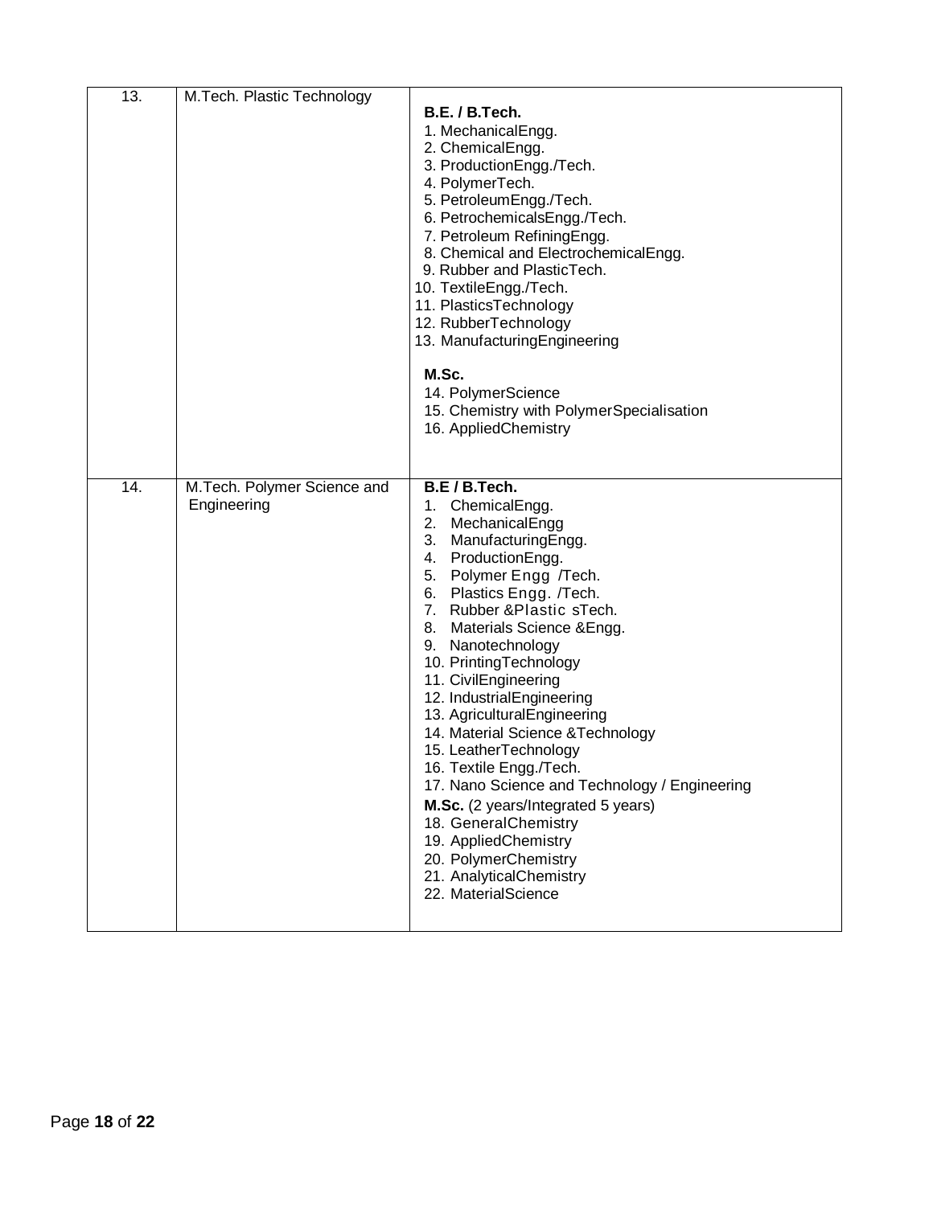| 13. | M.Tech. Plastic Technology | **B.E. / B.Tech.**<br>1. MechanicalEngg.<br>2. ChemicalEngg.<br>3. ProductionEngg./Tech.<br>4. PolymerTech.<br>5. PetroleumEngg./Tech.<br>6. PetrochemicalsEngg./Tech.<br>7. Petroleum RefiningEngg.<br>8. Chemical and ElectrochemicalEngg.<br>9. Rubber and PlasticTech.<br>10. TextileEngg./Tech.<br>11. PlasticsTechnology<br>12. RubberTechnology<br>13. ManufacturingEngineering<br><br>**M.Sc.**<br>14. PolymerScience<br>15. Chemistry with PolymerSpecialisation<br>16. AppliedChemistry |
|---|---|---|
| 14. | M.Tech. Polymer Science and Engineering | **B.E / B.Tech.**<br>1. ChemicalEngg.<br>2. MechanicalEngg<br>3. ManufacturingEngg.<br>4. ProductionEngg.<br>5. Polymer Engg /Tech.<br>6. Plastics Engg. /Tech.<br>7. Rubber &Plastic sTech.<br>8. Materials Science &Engg.<br>9. Nanotechnology<br>10. PrintingTechnology<br>11. CivilEngineering<br>12. IndustrialEngineering<br>13. AgriculturalEngineering<br>14. Material Science &Technology<br>15. LeatherTechnology<br>16. Textile Engg./Tech.<br>17. Nano Science and Technology / Engineering<br>**M.Sc.** (2 years/Integrated 5 years)<br>18. GeneralChemistry<br>19. AppliedChemistry<br>20. PolymerChemistry<br>21. AnalyticalChemistry<br>22. MaterialScience |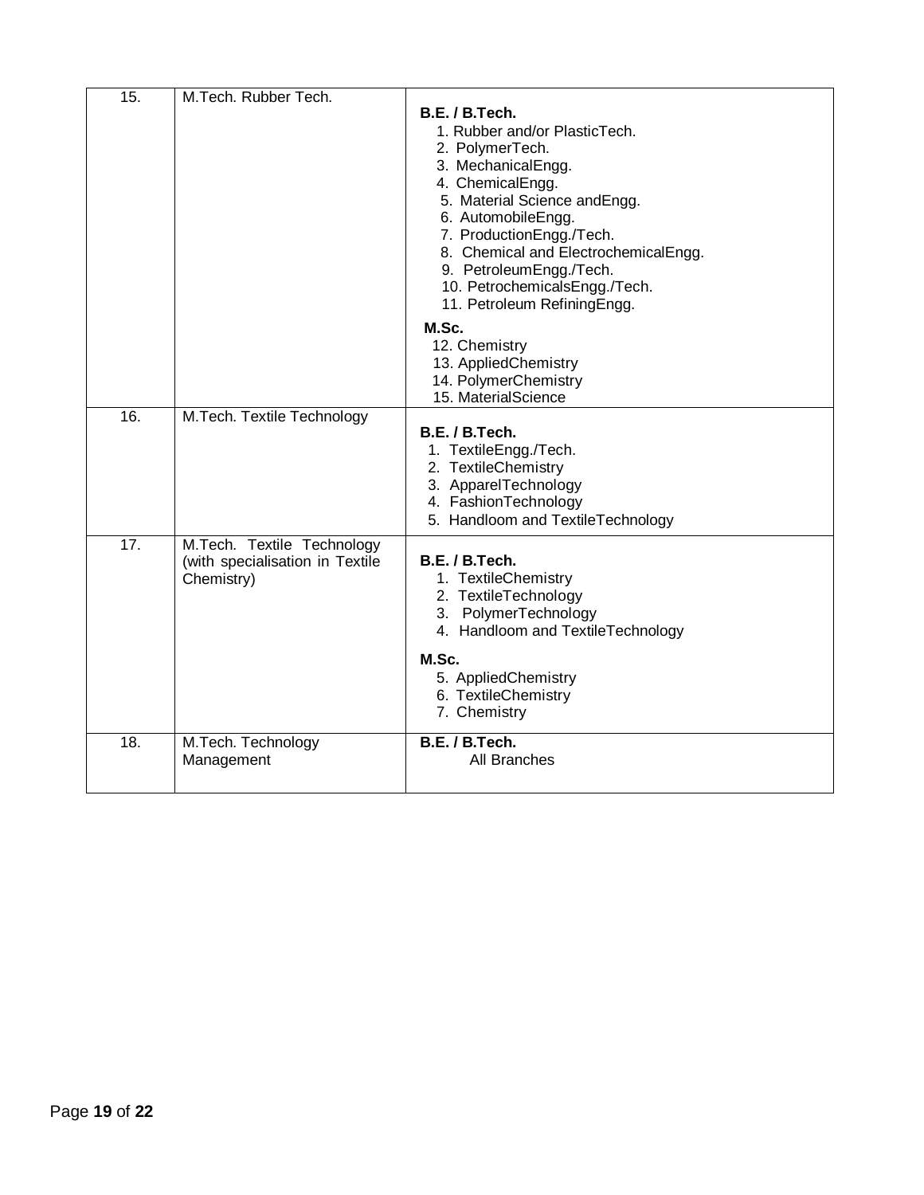| 15. | M.Tech. Rubber Tech. | **B.E. / B.Tech.**<br>1. Rubber and/or PlasticTech.<br>2. PolymerTech.<br>3. MechanicalEngg.<br>4. ChemicalEngg.<br>5. Material Science andEngg.<br>6. AutomobileEngg.<br>7. ProductionEngg./Tech.<br>8. Chemical and ElectrochemicalEngg.<br>9. PetroleumEngg./Tech.<br>10. PetrochemicalsEngg./Tech.<br>11. Petroleum RefiningEngg.<br>**M.Sc.**<br>12. Chemistry<br>13. AppliedChemistry<br>14. PolymerChemistry<br>15. MaterialScience |
|---|---|---|
| 16. | M.Tech. Textile Technology | **B.E. / B.Tech.**<br>1. TextileEngg./Tech.<br>2. TextileChemistry<br>3. ApparelTechnology<br>4. FashionTechnology<br>5. Handloom and TextileTechnology |
| 17. | M.Tech. Textile Technology (with specialisation in Textile Chemistry) | **B.E. / B.Tech.**<br>1. TextileChemistry<br>2. TextileTechnology<br>3. PolymerTechnology<br>4. Handloom and TextileTechnology<br>**M.Sc.**<br>5. AppliedChemistry<br>6. TextileChemistry<br>7. Chemistry |
| 18. | M.Tech. Technology Management | **B.E. / B.Tech.**<br>All Branches |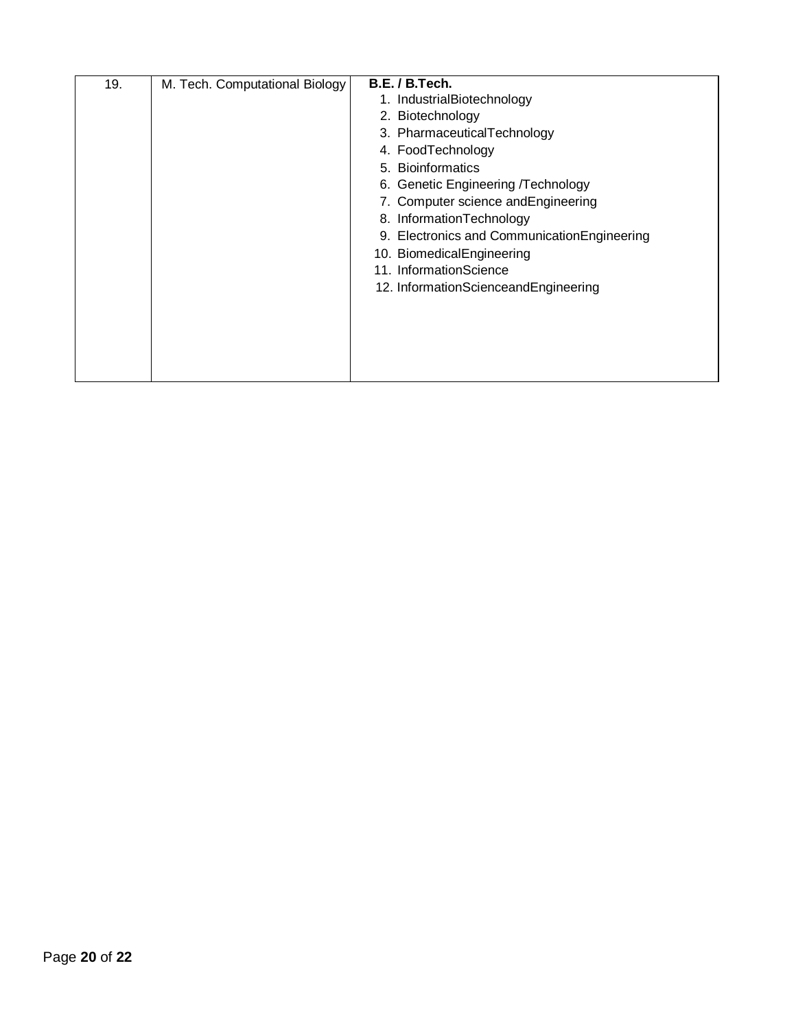| 19. | M. Tech. Computational Biology | **B.E. / B.Tech.**<br>1. IndustrialBiotechnology<br>2. Biotechnology<br>3. PharmaceuticalTechnology<br>4. FoodTechnology<br>5. Bioinformatics<br>6. Genetic Engineering /Technology<br>7. Computer science andEngineering<br>8. InformationTechnology<br>9. Electronics and CommunicationEngineering<br>10. BiomedicalEngineering<br>11. InformationScience<br>12. InformationScienceandEngineering |
|---|---|---|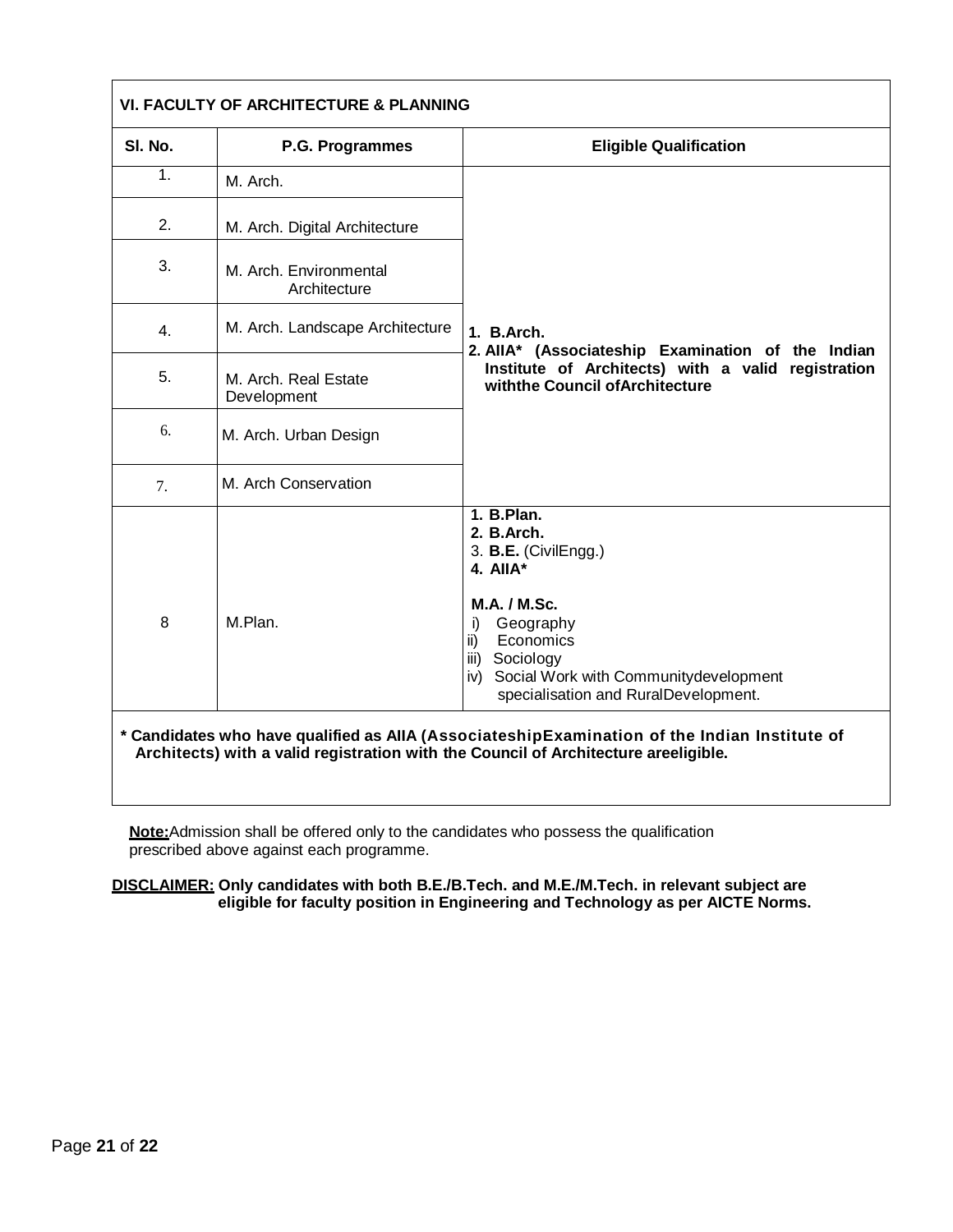## VI. FACULTY OF ARCHITECTURE & PLANNING

| Sl. No. | P.G. Programmes | Eligible Qualification |
|---|---|---|
| 1. | M. Arch. | 1. **B.Arch.** 2. **AIIA\* (Associateship Examination of the Indian Institute of Architects) with a valid registration withthe Council ofArchitecture** |
| 2. | M. Arch. Digital Architecture | |
| 3. | M. Arch. Environmental Architecture | |
| 4. | M. Arch. Landscape Architecture | |
| 5. | M. Arch. Real Estate Development | |
| 6. | M. Arch. Urban Design | |
| 7. | M. Arch Conservation | |
| 8 | M.Plan. | 1. **B.Plan.** 2. **B.Arch.** 3. **B.E.** (CivilEngg.) 4. **AIIA\*** **M.A. / M.Sc.** i) Geography ii) Economics iii) Sociology iv) Social Work with Communitydevelopment specialisation and RuralDevelopment. |

**\* Candidates who have qualified as AIIA (AssociateshipExamination of the Indian Institute of Architects) with a valid registration with the Council of Architecture areeligible.**

**Note:**Admission shall be offered only to the candidates who possess the qualification prescribed above against each programme.

**DISCLAIMER: Only candidates with both B.E./B.Tech. and M.E./M.Tech. in relevant subject are eligible for faculty position in Engineering and Technology as per AICTE Norms.**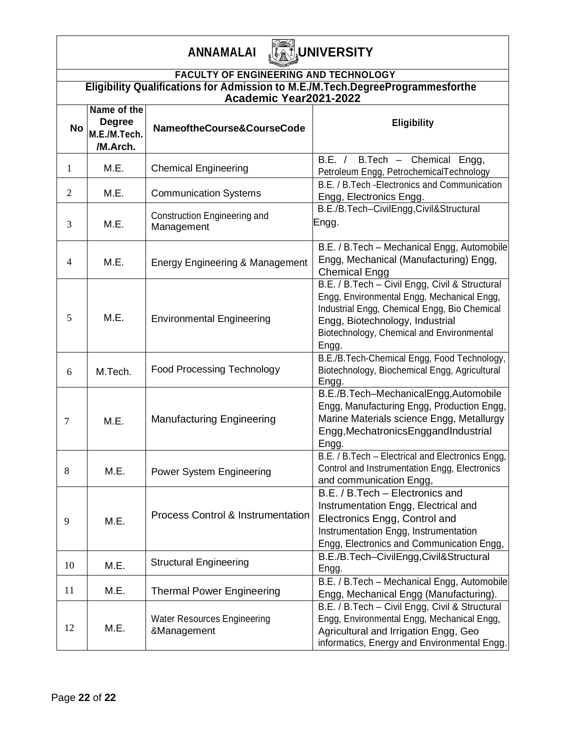# ANNAMALAI UNIVERSITY

## FACULTY OF ENGINEERING AND TECHNOLOGY

### Eligibility Qualifications for Admission to M.E./M.Tech.DegreeProgrammesforthe Academic Year2021-2022

| No | Name of the Degree M.E./M.Tech. /M.Arch. | NameoftheCourse&CourseCode | Eligibility |
|---|---|---|---|
| 1 | M.E. | Chemical Engineering | B.E. / B.Tech – Chemical Engg, Petroleum Engg, PetrochemicalTechnology |
| 2 | M.E. | Communication Systems | B.E. / B.Tech -Electronics and Communication Engg, Electronics Engg. |
| 3 | M.E. | Construction Engineering and Management | B.E./B.Tech–CivilEngg,Civil&Structural Engg. |
| 4 | M.E. | Energy Engineering & Management | B.E. / B.Tech – Mechanical Engg, Automobile Engg, Mechanical (Manufacturing) Engg, Chemical Engg |
| 5 | M.E. | Environmental Engineering | B.E. / B.Tech – Civil Engg, Civil & Structural Engg, Environmental Engg, Mechanical Engg, Industrial Engg, Chemical Engg, Bio Chemical Engg, Biotechnology, Industrial Biotechnology, Chemical and Environmental Engg. |
| 6 | M.Tech. | Food Processing Technology | B.E./B.Tech-Chemical Engg, Food Technology, Biotechnology, Biochemical Engg, Agricultural Engg. |
| 7 | M.E. | Manufacturing Engineering | B.E./B.Tech–MechanicalEngg,Automobile Engg, Manufacturing Engg, Production Engg, Marine Materials science Engg, Metallurgy Engg,MechatronicsEnggandIndustrial Engg. |
| 8 | M.E. | Power System Engineering | B.E. / B.Tech – Electrical and Electronics Engg, Control and Instrumentation Engg, Electronics and communication Engg, |
| 9 | M.E. | Process Control & Instrumentation | B.E. / B.Tech – Electronics and Instrumentation Engg, Electrical and Electronics Engg, Control and Instrumentation Engg, Instrumentation Engg, Electronics and Communication Engg, |
| 10 | M.E. | Structural Engineering | B.E./B.Tech–CivilEngg,Civil&Structural Engg. |
| 11 | M.E. | Thermal Power Engineering | B.E. / B.Tech – Mechanical Engg, Automobile Engg, Mechanical Engg (Manufacturing). |
| 12 | M.E. | Water Resources Engineering &Management | B.E. / B.Tech – Civil Engg, Civil & Structural Engg, Environmental Engg, Mechanical Engg, Agricultural and Irrigation Engg, Geo informatics, Energy and Environmental Engg. |